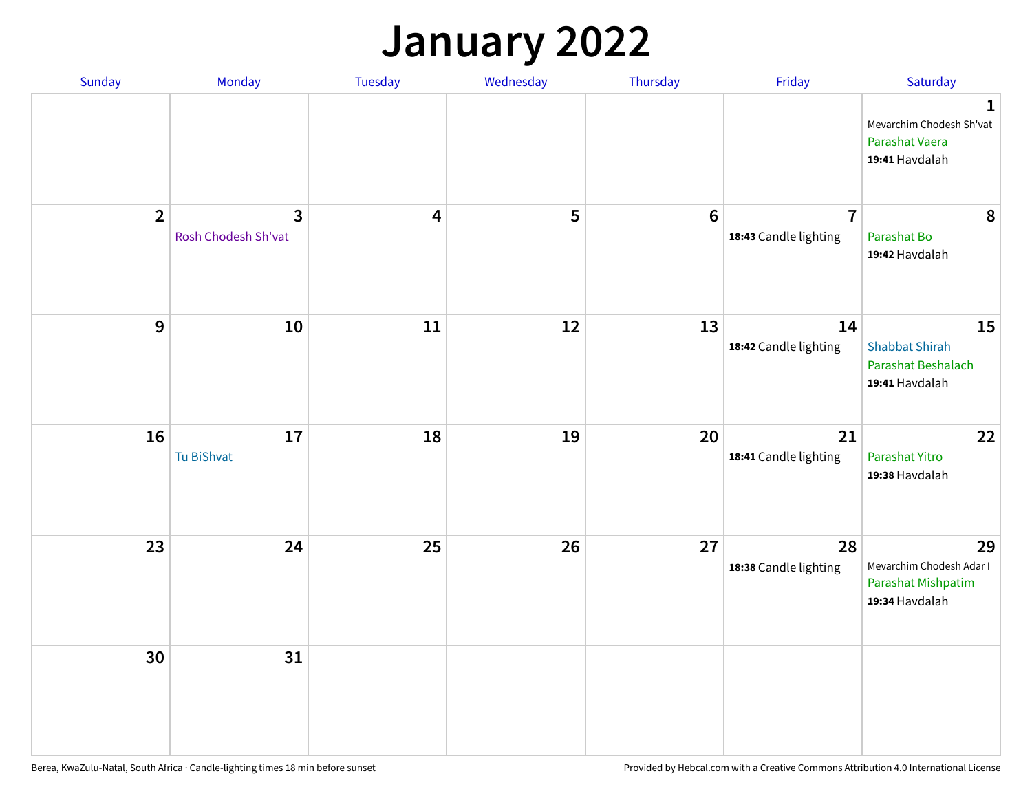# January 2022

| Sunday | Monday | Tuesday | Wednesday | Thursday | Friday | Saturday |
|---|---|---|---|---|---|---|
| | | | | | | **1** Mevarchim Chodesh Sh'vat Parashat Vaera **19:41** Havdalah |
| **2** | **3** Rosh Chodesh Sh'vat | **4** | **5** | **6** | **7** **18:43** Candle lighting | **8** Parashat Bo **19:42** Havdalah |
| **9** | **10** | **11** | **12** | **13** | **14** **18:42** Candle lighting | **15** Shabbat Shirah Parashat Beshalach **19:41** Havdalah |
| **16** | **17** Tu BiShvat | **18** | **19** | **20** | **21** **18:41** Candle lighting | **22** Parashat Yitro **19:38** Havdalah |
| **23** | **24** | **25** | **26** | **27** | **28** **18:38** Candle lighting | **29** Mevarchim Chodesh Adar I Parashat Mishpatim **19:34** Havdalah |
| **30** | **31** | | | | | |

Berea, KwaZulu-Natal, South Africa · Candle-lighting times 18 min before sunset

Provided by Hebcal.com with a Creative Commons Attribution 4.0 International License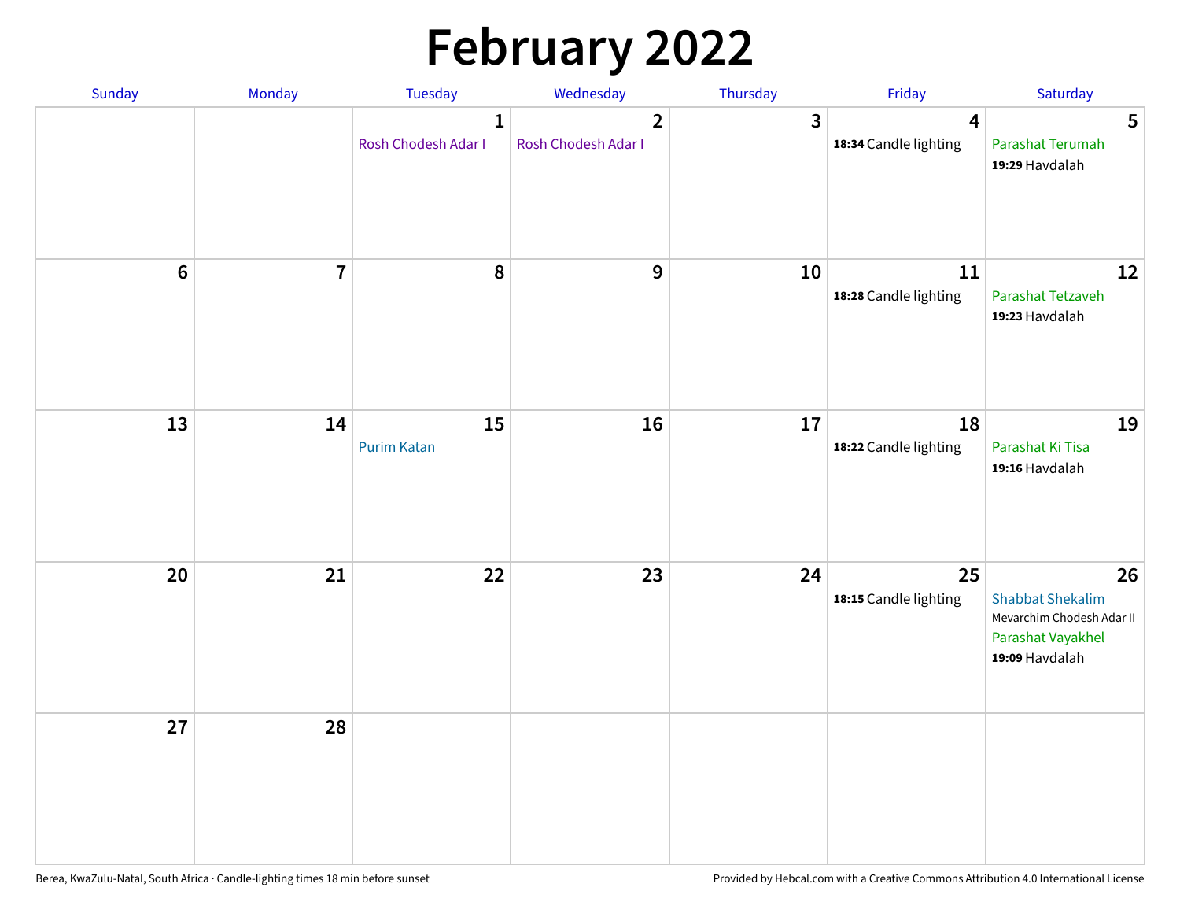# February 2022

| Sunday | Monday | Tuesday | Wednesday | Thursday | Friday | Saturday |
|---|---|---|---|---|---|---|
| | | 1<br>Rosh Chodesh Adar I | 2<br>Rosh Chodesh Adar I | 3 | 4<br>**18:34** Candle lighting | 5<br>Parashat Terumah<br>**19:29** Havdalah |
| 6 | 7 | 8 | 9 | 10 | 11<br>**18:28** Candle lighting | 12<br>Parashat Tetzaveh<br>**19:23** Havdalah |
| 13 | 14 | 15<br>Purim Katan | 16 | 17 | 18<br>**18:22** Candle lighting | 19<br>Parashat Ki Tisa<br>**19:16** Havdalah |
| 20 | 21 | 22 | 23 | 24 | 25<br>**18:15** Candle lighting | 26<br>Shabbat Shekalim<br>Mevarchim Chodesh Adar II<br>Parashat Vayakhel<br>**19:09** Havdalah |
| 27 | 28 | | | | | |

Berea, KwaZulu-Natal, South Africa · Candle-lighting times 18 min before sunset

Provided by Hebcal.com with a Creative Commons Attribution 4.0 International License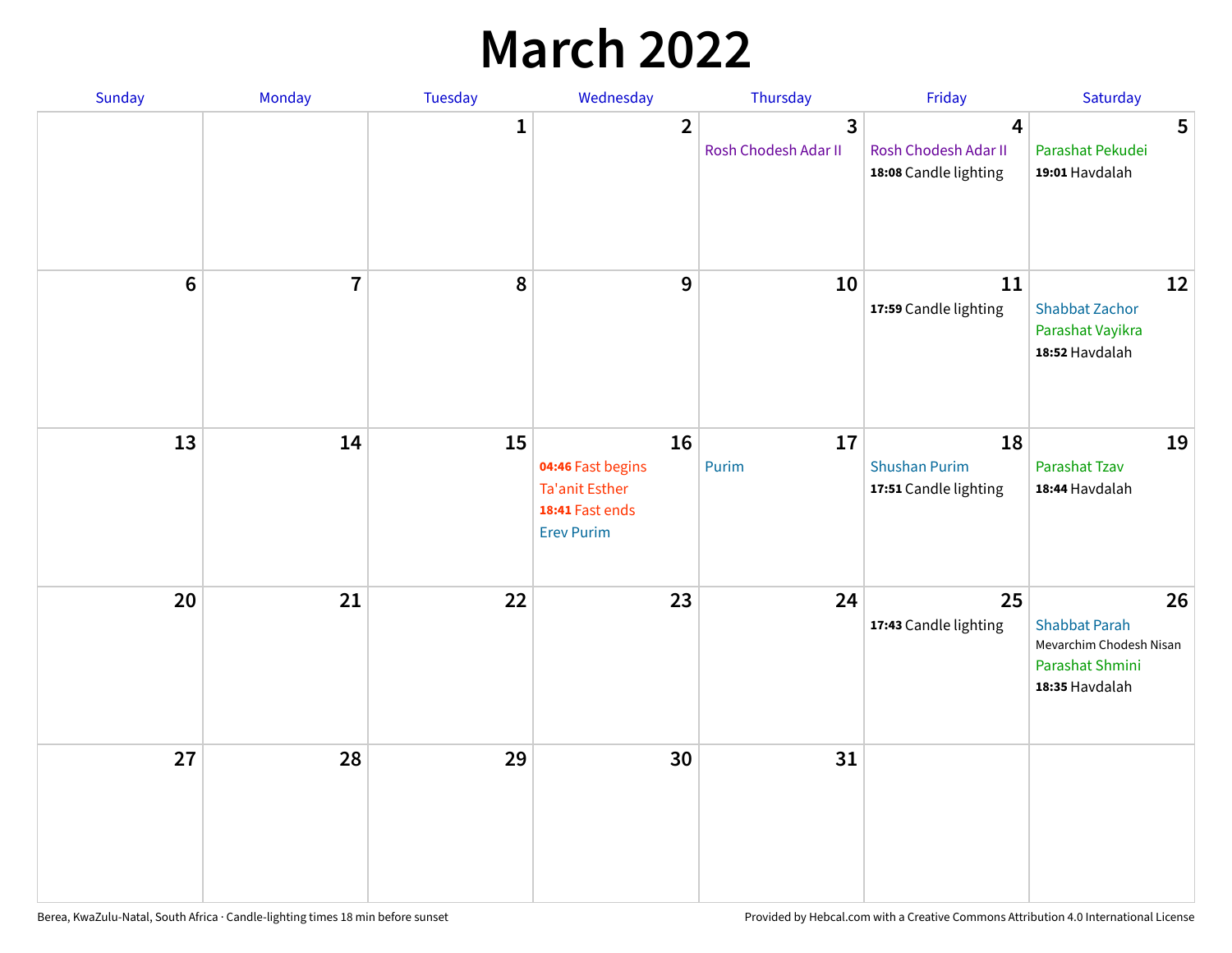# March 2022

| Sunday | Monday | Tuesday | Wednesday | Thursday | Friday | Saturday |
|---|---|---|---|---|---|---|
| | | 1 | 2 | 3<br>Rosh Chodesh Adar II | 4<br>Rosh Chodesh Adar II<br>**18:08** Candle lighting | 5<br>Parashat Pekudei<br>**19:01** Havdalah |
| 6 | 7 | 8 | 9 | 10 | 11<br>**17:59** Candle lighting | 12<br>Shabbat Zachor<br>Parashat Vayikra<br>**18:52** Havdalah |
| 13 | 14 | 15 | 16<br>**04:46** Fast begins<br>Ta'anit Esther<br>**18:41** Fast ends<br>Erev Purim | 17<br>Purim | 18<br>Shushan Purim<br>**17:51** Candle lighting | 19<br>Parashat Tzav<br>**18:44** Havdalah |
| 20 | 21 | 22 | 23 | 24 | 25<br>**17:43** Candle lighting | 26<br>Shabbat Parah<br>Mevarchim Chodesh Nisan<br>Parashat Shmini<br>**18:35** Havdalah |
| 27 | 28 | 29 | 30 | 31 | | |

Berea, KwaZulu-Natal, South Africa · Candle-lighting times 18 min before sunset

Provided by Hebcal.com with a Creative Commons Attribution 4.0 International License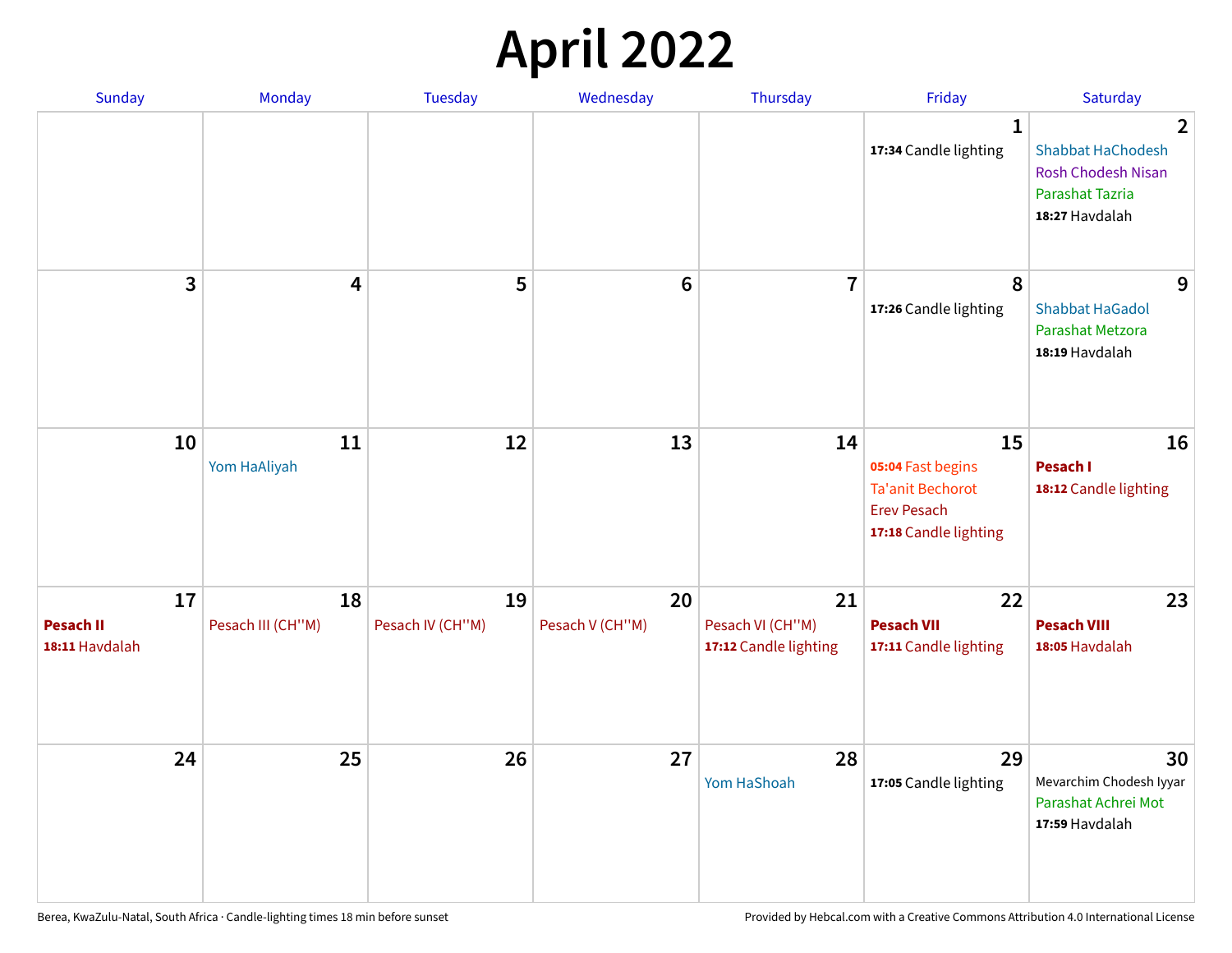# April 2022

| Sunday | Monday | Tuesday | Wednesday | Thursday | Friday | Saturday |
|---|---|---|---|---|---|---|
| | | | | | **1**<br>**17:34** Candle lighting | **2**<br>Shabbat HaChodesh<br>Rosh Chodesh Nisan<br>Parashat Tazria<br>**18:27** Havdalah |
| **3** | **4** | **5** | **6** | **7** | **8**<br>**17:26** Candle lighting | **9**<br>Shabbat HaGadol<br>Parashat Metzora<br>**18:19** Havdalah |
| **10** | **11**<br>Yom HaAliyah | **12** | **13** | **14** | **15**<br>**05:04** Fast begins<br>Ta'anit Bechorot<br>Erev Pesach<br>**17:18** Candle lighting | **16**<br>**Pesach I**<br>**18:12** Candle lighting |
| **17**<br>**Pesach II**<br>**18:11** Havdalah | **18**<br>Pesach III (CH''M) | **19**<br>Pesach IV (CH''M) | **20**<br>Pesach V (CH''M) | **21**<br>Pesach VI (CH''M)<br>**17:12** Candle lighting | **22**<br>**Pesach VII**<br>**17:11** Candle lighting | **23**<br>**Pesach VIII**<br>**18:05** Havdalah |
| **24** | **25** | **26** | **27** | **28**<br>Yom HaShoah | **29**<br>**17:05** Candle lighting | **30**<br>Mevarchim Chodesh Iyyar<br>Parashat Achrei Mot<br>**17:59** Havdalah |

Berea, KwaZulu-Natal, South Africa · Candle-lighting times 18 min before sunset

Provided by Hebcal.com with a Creative Commons Attribution 4.0 International License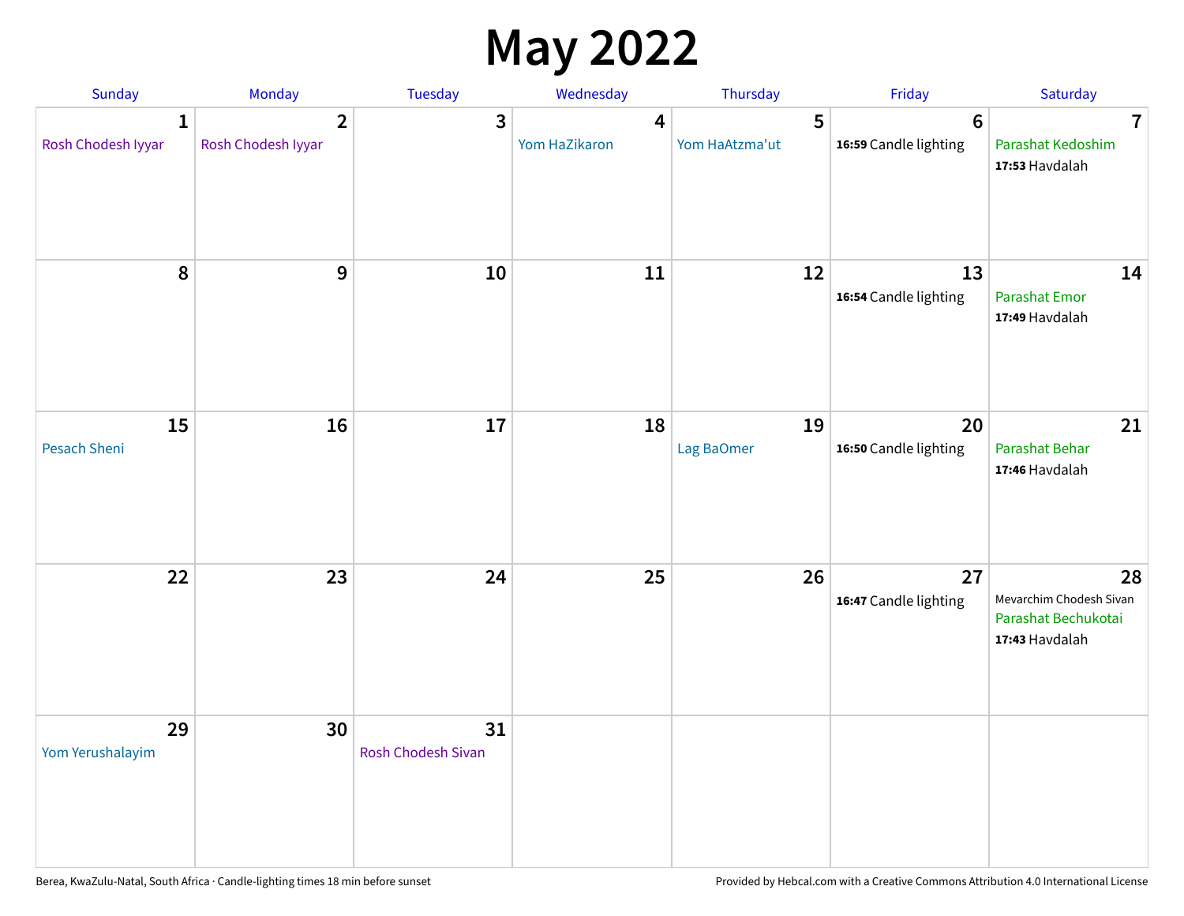# May 2022

| Sunday | Monday | Tuesday | Wednesday | Thursday | Friday | Saturday |
|---|---|---|---|---|---|---|
| **1** Rosh Chodesh Iyyar | **2** Rosh Chodesh Iyyar | **3** | **4** Yom HaZikaron | **5** Yom HaAtzma'ut | **6** **16:59** Candle lighting | **7** Parashat Kedoshim **17:53** Havdalah |
| **8** | **9** | **10** | **11** | **12** | **13** **16:54** Candle lighting | **14** Parashat Emor **17:49** Havdalah |
| **15** Pesach Sheni | **16** | **17** | **18** | **19** Lag BaOmer | **20** **16:50** Candle lighting | **21** Parashat Behar **17:46** Havdalah |
| **22** | **23** | **24** | **25** | **26** | **27** **16:47** Candle lighting | **28** Mevarchim Chodesh Sivan Parashat Bechukotai **17:43** Havdalah |
| **29** Yom Yerushalayim | **30** | **31** Rosh Chodesh Sivan | | | | |

Berea, KwaZulu-Natal, South Africa · Candle-lighting times 18 min before sunset

Provided by Hebcal.com with a Creative Commons Attribution 4.0 International License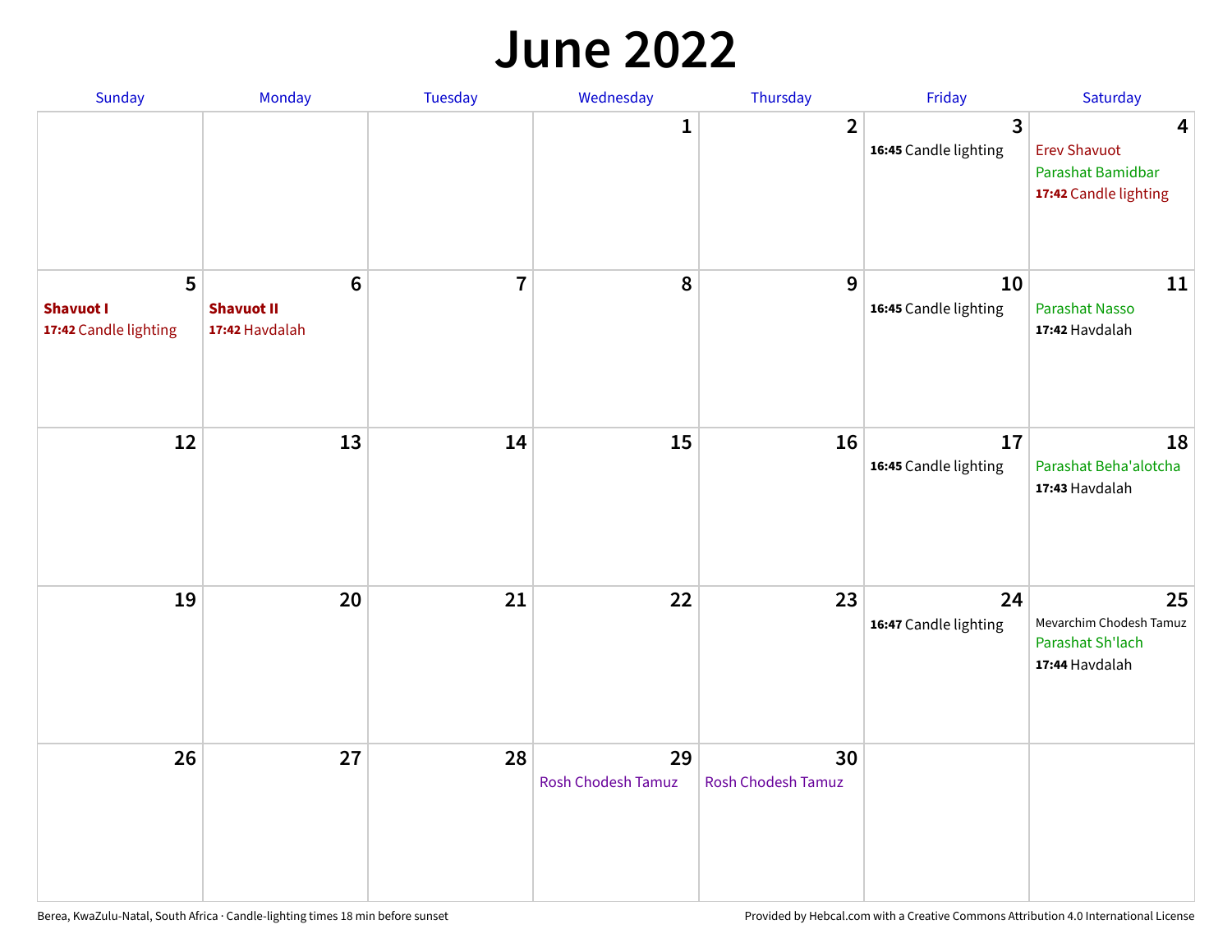# June 2022

| Sunday | Monday | Tuesday | Wednesday | Thursday | Friday | Saturday |
|---|---|---|---|---|---|---|
| | | | 1 | 2 | 3<br>**16:45** Candle lighting | 4<br>Erev Shavuot<br>Parashat Bamidbar<br>**17:42** Candle lighting |
| 5<br>**Shavuot I**<br>**17:42** Candle lighting | 6<br>**Shavuot II**<br>**17:42** Havdalah | 7 | 8 | 9 | 10<br>**16:45** Candle lighting | 11<br>Parashat Nasso<br>**17:42** Havdalah |
| 12 | 13 | 14 | 15 | 16 | 17<br>**16:45** Candle lighting | 18<br>Parashat Beha'alotcha<br>**17:43** Havdalah |
| 19 | 20 | 21 | 22 | 23 | 24<br>**16:47** Candle lighting | 25<br>Mevarchim Chodesh Tamuz<br>Parashat Sh'lach<br>**17:44** Havdalah |
| 26 | 27 | 28 | 29<br>Rosh Chodesh Tamuz | 30<br>Rosh Chodesh Tamuz | | |

Berea, KwaZulu-Natal, South Africa · Candle-lighting times 18 min before sunset

Provided by Hebcal.com with a Creative Commons Attribution 4.0 International License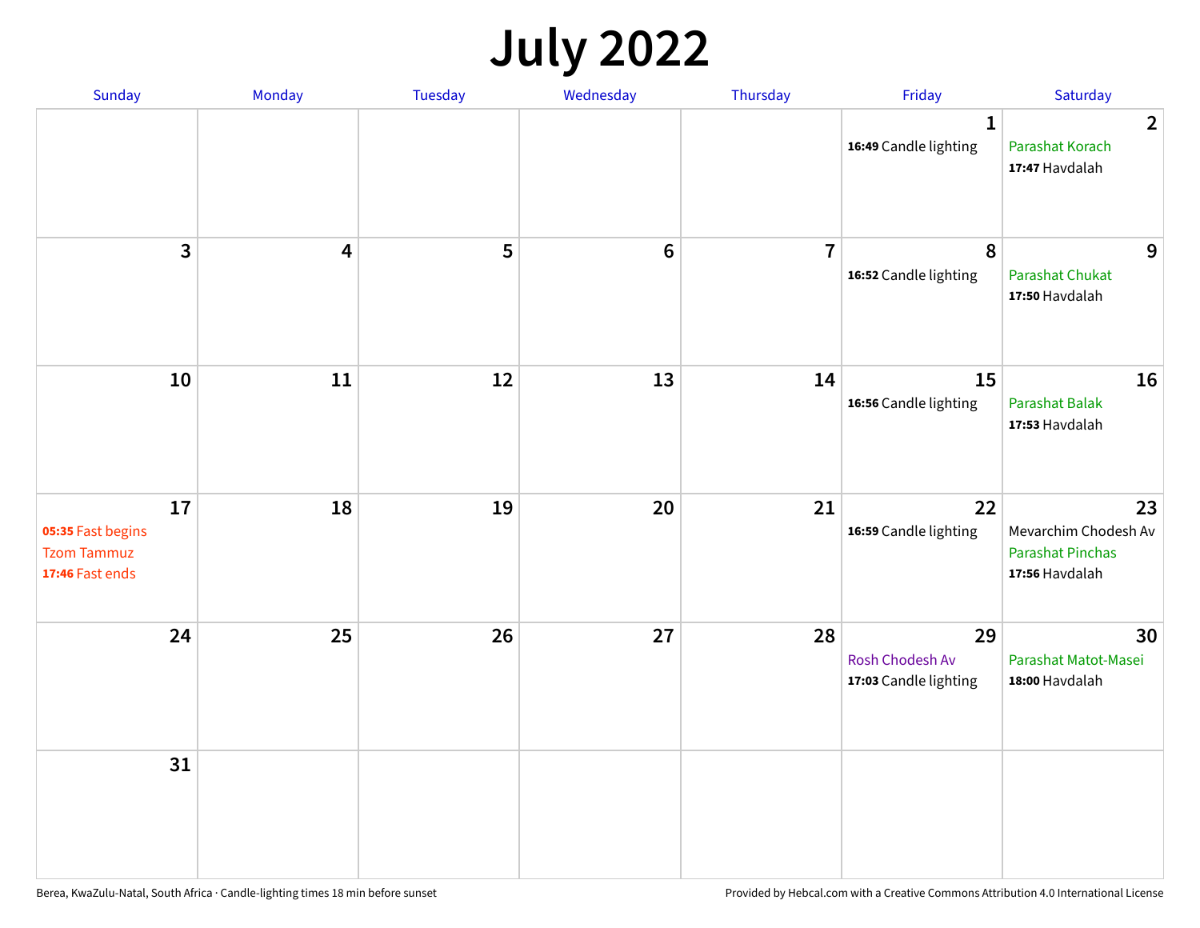# July 2022

| Sunday | Monday | Tuesday | Wednesday | Thursday | Friday | Saturday |
|---|---|---|---|---|---|---|
| | | | | | 1<br>**16:49** Candle lighting | 2<br>Parashat Korach<br>**17:47** Havdalah |
| 3 | 4 | 5 | 6 | 7 | 8<br>**16:52** Candle lighting | 9<br>Parashat Chukat<br>**17:50** Havdalah |
| 10 | 11 | 12 | 13 | 14 | 15<br>**16:56** Candle lighting | 16<br>Parashat Balak<br>**17:53** Havdalah |
| 17<br>**05:35** Fast begins<br>Tzom Tammuz<br>**17:46** Fast ends | 18 | 19 | 20 | 21 | 22<br>**16:59** Candle lighting | 23<br>Mevarchim Chodesh Av<br>Parashat Pinchas<br>**17:56** Havdalah |
| 24 | 25 | 26 | 27 | 28 | 29<br>Rosh Chodesh Av<br>**17:03** Candle lighting | 30<br>Parashat Matot-Masei<br>**18:00** Havdalah |
| 31 | | | | | | |

Berea, KwaZulu-Natal, South Africa · Candle-lighting times 18 min before sunset

Provided by Hebcal.com with a Creative Commons Attribution 4.0 International License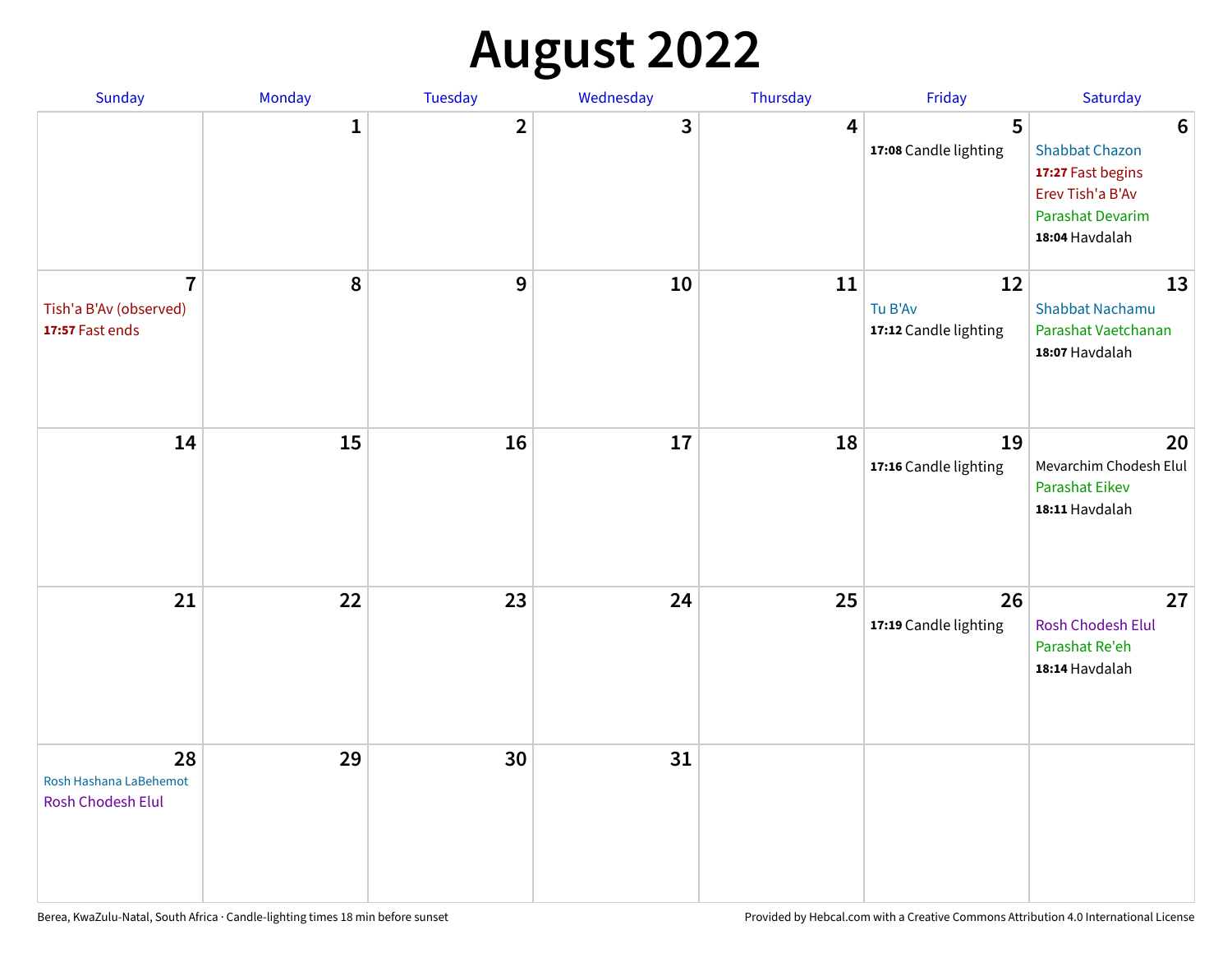# August 2022

| Sunday | Monday | Tuesday | Wednesday | Thursday | Friday | Saturday |
|---|---|---|---|---|---|---|
| | 1 | 2 | 3 | 4 | 5<br>**17:08** Candle lighting | 6<br>Shabbat Chazon<br>**17:27** Fast begins<br>Erev Tish'a B'Av<br>Parashat Devarim<br>**18:04** Havdalah |
| 7<br>Tish'a B'Av (observed)<br>**17:57** Fast ends | 8 | 9 | 10 | 11 | 12<br>Tu B'Av<br>**17:12** Candle lighting | 13<br>Shabbat Nachamu<br>Parashat Vaetchanan<br>**18:07** Havdalah |
| 14 | 15 | 16 | 17 | 18 | 19<br>**17:16** Candle lighting | 20<br>Mevarchim Chodesh Elul<br>Parashat Eikev<br>**18:11** Havdalah |
| 21 | 22 | 23 | 24 | 25 | 26<br>**17:19** Candle lighting | 27<br>Rosh Chodesh Elul<br>Parashat Re'eh<br>**18:14** Havdalah |
| 28<br>Rosh Hashana LaBehemot<br>Rosh Chodesh Elul | 29 | 30 | 31 | | | |

Berea, KwaZulu-Natal, South Africa · Candle-lighting times 18 min before sunset

Provided by Hebcal.com with a Creative Commons Attribution 4.0 International License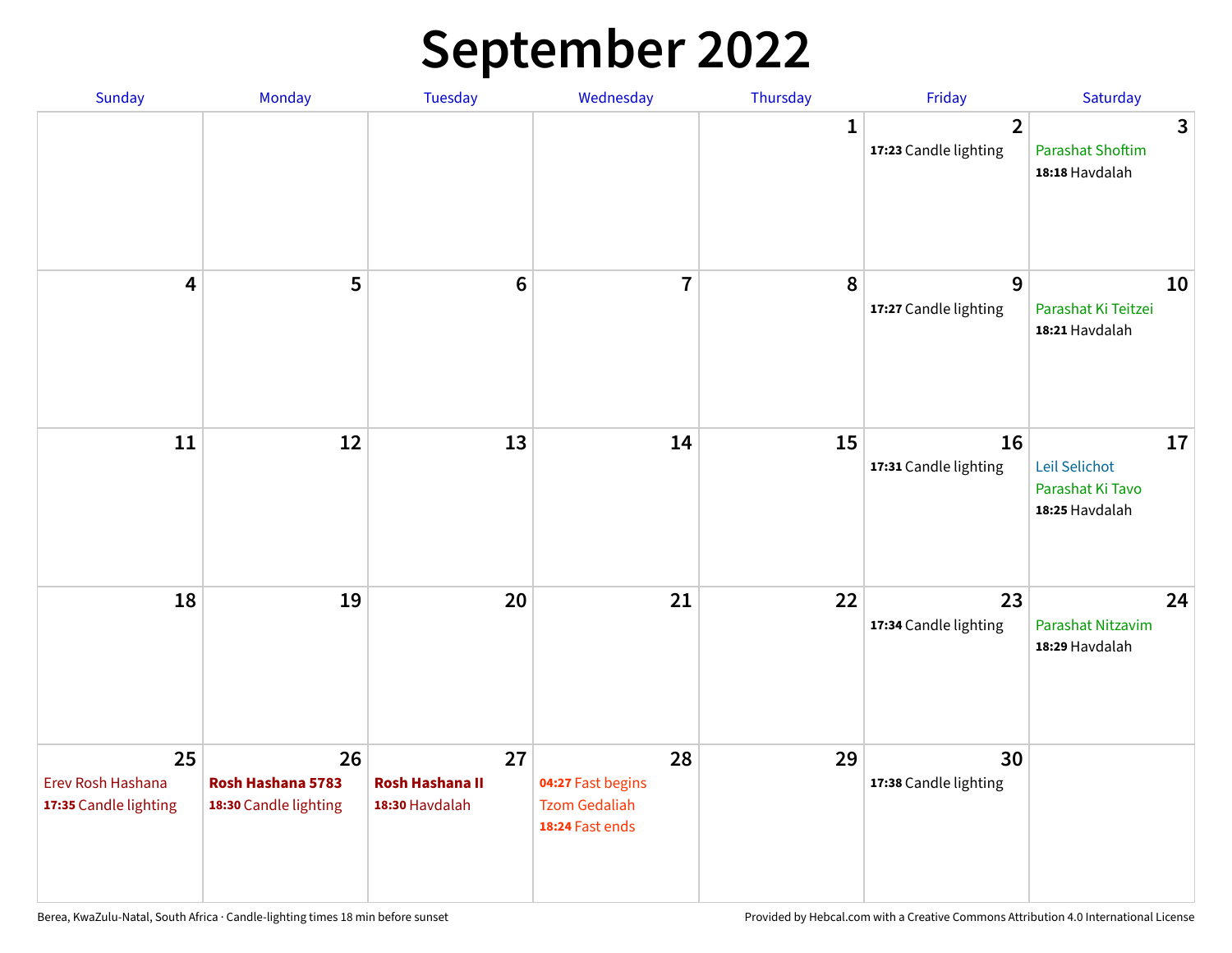# September 2022

| Sunday | Monday | Tuesday | Wednesday | Thursday | Friday | Saturday |
|---|---|---|---|---|---|---|
| | | | | 1 | 2<br>**17:23** Candle lighting | 3<br>Parashat Shoftim<br>**18:18** Havdalah |
| 4 | 5 | 6 | 7 | 8 | 9<br>**17:27** Candle lighting | 10<br>Parashat Ki Teitzei<br>**18:21** Havdalah |
| 11 | 12 | 13 | 14 | 15 | 16<br>**17:31** Candle lighting | 17<br>Leil Selichot<br>Parashat Ki Tavo<br>**18:25** Havdalah |
| 18 | 19 | 20 | 21 | 22 | 23<br>**17:34** Candle lighting | 24<br>Parashat Nitzavim<br>**18:29** Havdalah |
| 25<br>Erev Rosh Hashana<br>**17:35** Candle lighting | 26<br>**Rosh Hashana 5783**<br>**18:30** Candle lighting | 27<br>**Rosh Hashana II**<br>**18:30** Havdalah | 28<br>**04:27** Fast begins<br>Tzom Gedaliah<br>**18:24** Fast ends | 29 | 30<br>**17:38** Candle lighting | |

Berea, KwaZulu-Natal, South Africa · Candle-lighting times 18 min before sunset

Provided by Hebcal.com with a Creative Commons Attribution 4.0 International License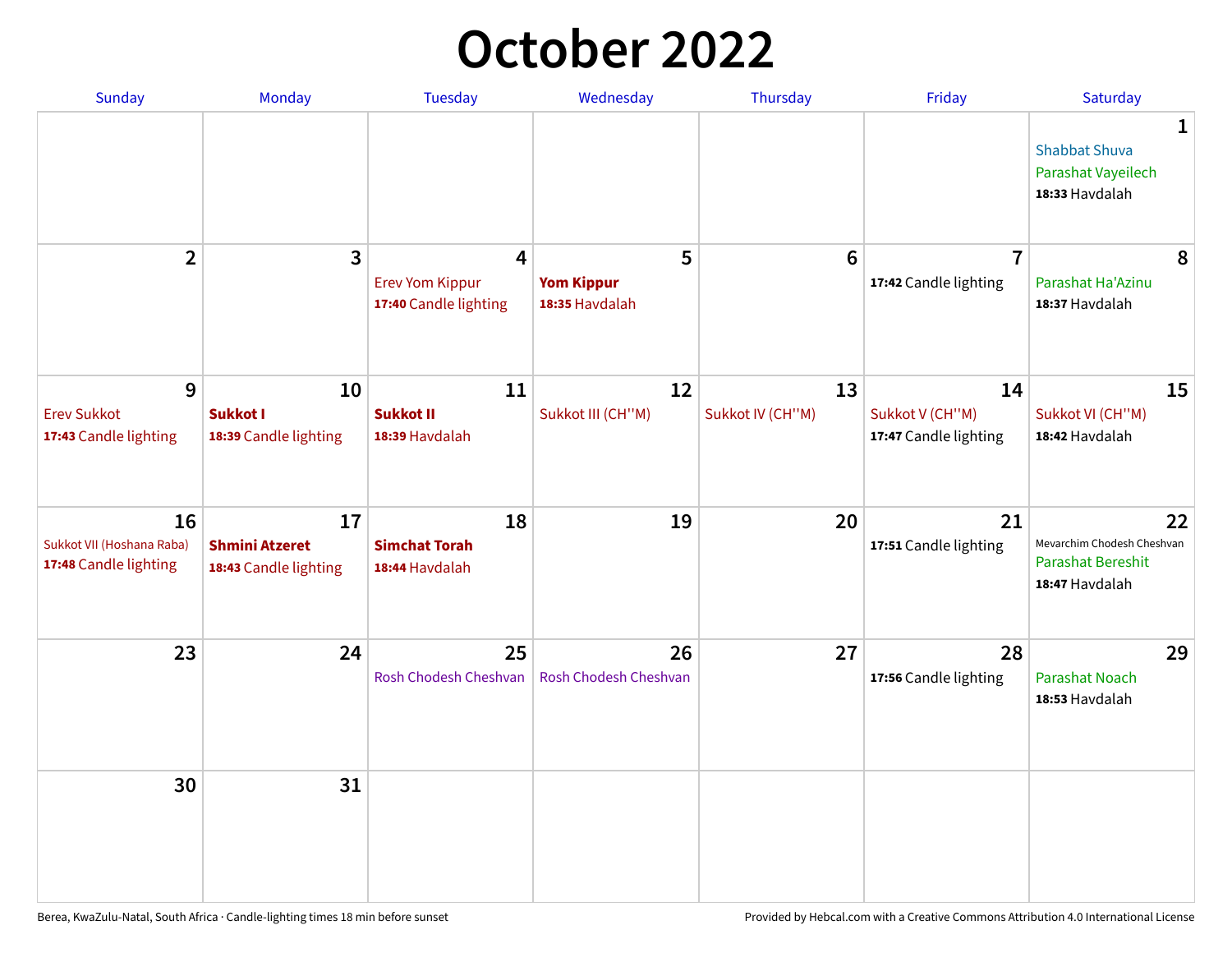# October 2022

| Sunday | Monday | Tuesday | Wednesday | Thursday | Friday | Saturday |
|---|---|---|---|---|---|---|
| | | | | | | **1**<br>Shabbat Shuva<br>Parashat Vayeilech<br>**18:33** Havdalah |
| **2** | **3** | **4**<br>Erev Yom Kippur<br>**17:40** Candle lighting | **5**<br>**Yom Kippur**<br>**18:35** Havdalah | **6** | **7**<br>**17:42** Candle lighting | **8**<br>Parashat Ha'Azinu<br>**18:37** Havdalah |
| **9**<br>Erev Sukkot<br>**17:43** Candle lighting | **10**<br>**Sukkot I**<br>**18:39** Candle lighting | **11**<br>**Sukkot II**<br>**18:39** Havdalah | **12**<br>Sukkot III (CH''M) | **13**<br>Sukkot IV (CH''M) | **14**<br>Sukkot V (CH''M)<br>**17:47** Candle lighting | **15**<br>Sukkot VI (CH''M)<br>**18:42** Havdalah |
| **16**<br>Sukkot VII (Hoshana Raba)<br>**17:48** Candle lighting | **17**<br>**Shmini Atzeret**<br>**18:43** Candle lighting | **18**<br>**Simchat Torah**<br>**18:44** Havdalah | **19** | **20** | **21**<br>**17:51** Candle lighting | **22**<br>Mevarchim Chodesh Cheshvan<br>Parashat Bereshit<br>**18:47** Havdalah |
| **23** | **24** | **25**<br>Rosh Chodesh Cheshvan | **26**<br>Rosh Chodesh Cheshvan | **27** | **28**<br>**17:56** Candle lighting | **29**<br>Parashat Noach<br>**18:53** Havdalah |
| **30** | **31** | | | | | |

Berea, KwaZulu-Natal, South Africa · Candle-lighting times 18 min before sunset

Provided by Hebcal.com with a Creative Commons Attribution 4.0 International License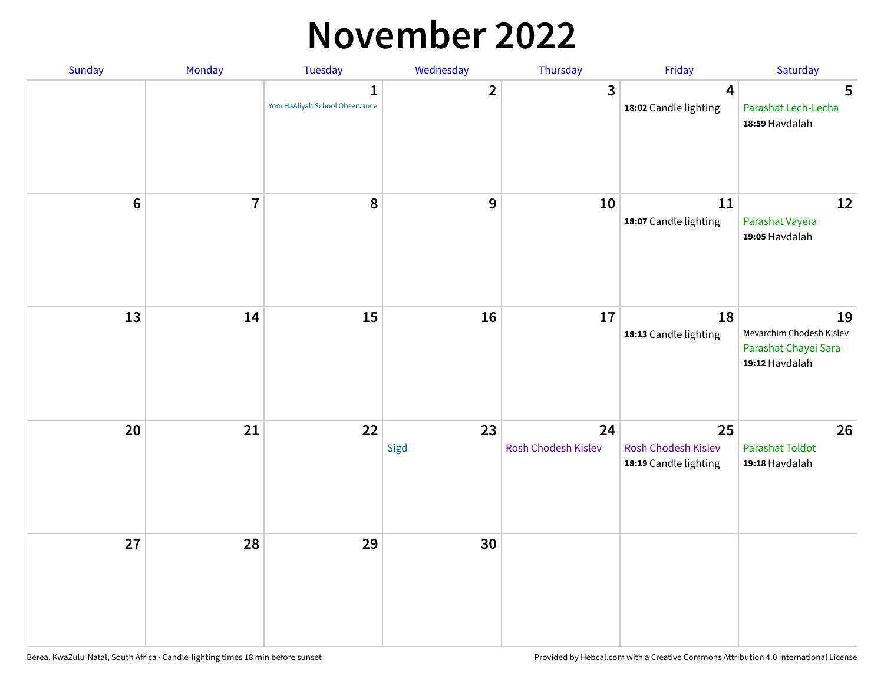# November 2022

| Sunday | Monday | Tuesday | Wednesday | Thursday | Friday | Saturday |
| --- | --- | --- | --- | --- | --- | --- |
| | | 1<br>Yom HaAliyah School Observance | 2 | 3 | 4<br>**18:02** Candle lighting | 5<br>Parashat Lech-Lecha<br>**18:59** Havdalah |
| 6 | 7 | 8 | 9 | 10 | 11<br>**18:07** Candle lighting | 12<br>Parashat Vayera<br>**19:05** Havdalah |
| 13 | 14 | 15 | 16 | 17 | 18<br>**18:13** Candle lighting | 19<br>Mevarchim Chodesh Kislev<br>Parashat Chayei Sara<br>**19:12** Havdalah |
| 20 | 21 | 22 | 23<br>Sigd | 24<br>Rosh Chodesh Kislev | 25<br>Rosh Chodesh Kislev<br>**18:19** Candle lighting | 26<br>Parashat Toldot<br>**19:18** Havdalah |
| 27 | 28 | 29 | 30 | | | |

Berea, KwaZulu-Natal, South Africa · Candle-lighting times 18 min before sunset

Provided by Hebcal.com with a Creative Commons Attribution 4.0 International License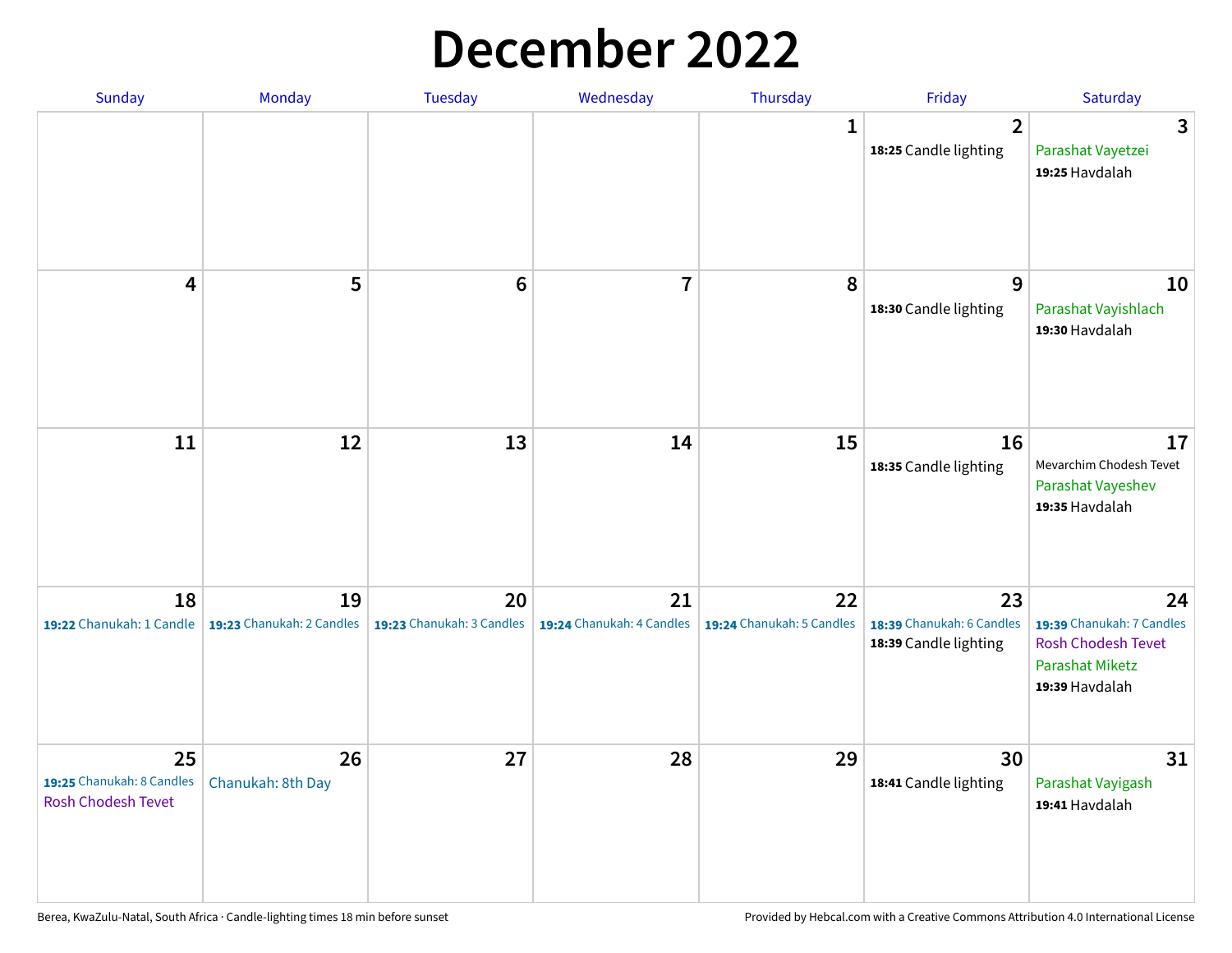# December 2022

| Sunday | Monday | Tuesday | Wednesday | Thursday | Friday | Saturday |
|---|---|---|---|---|---|---|
| | | | | 1 | 2<br>**18:25** Candle lighting | 3<br>Parashat Vayetzei<br>**19:25** Havdalah |
| 4 | 5 | 6 | 7 | 8 | 9<br>**18:30** Candle lighting | 10<br>Parashat Vayishlach<br>**19:30** Havdalah |
| 11 | 12 | 13 | 14 | 15 | 16<br>**18:35** Candle lighting | 17<br>Mevarchim Chodesh Tevet<br>Parashat Vayeshev<br>**19:35** Havdalah |
| 18<br>**19:22** Chanukah: 1 Candle | 19<br>**19:23** Chanukah: 2 Candles | 20<br>**19:23** Chanukah: 3 Candles | 21<br>**19:24** Chanukah: 4 Candles | 22<br>**19:24** Chanukah: 5 Candles | 23<br>**18:39** Chanukah: 6 Candles<br>**18:39** Candle lighting | 24<br>**19:39** Chanukah: 7 Candles<br>Rosh Chodesh Tevet<br>Parashat Miketz<br>**19:39** Havdalah |
| 25<br>**19:25** Chanukah: 8 Candles<br>Rosh Chodesh Tevet | 26<br>Chanukah: 8th Day | 27 | 28 | 29 | 30<br>**18:41** Candle lighting | 31<br>Parashat Vayigash<br>**19:41** Havdalah |

Berea, KwaZulu-Natal, South Africa · Candle-lighting times 18 min before sunset

Provided by Hebcal.com with a Creative Commons Attribution 4.0 International License